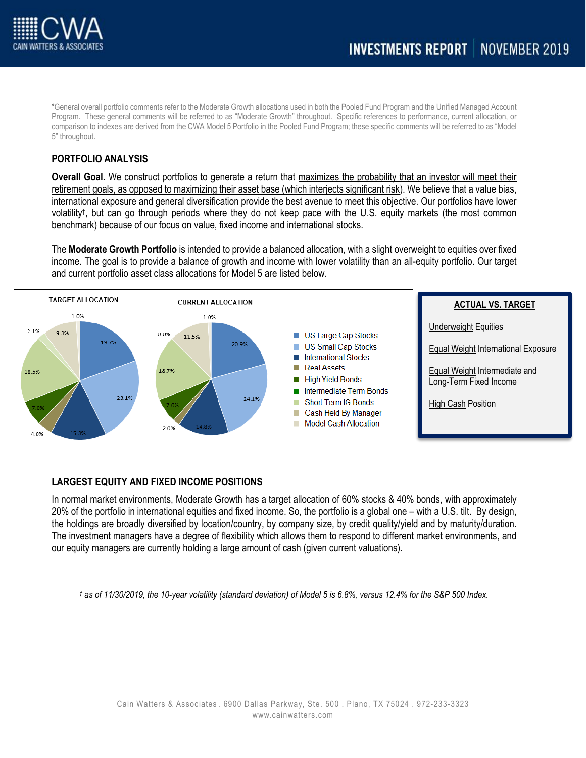# CWA CAIN WATTERS & ASSOCIATES

## INVESTMENTS REPORT | NOVEMBER 2019

*General overall portfolio comments refer to the Moderate Growth allocations used in both the Pooled Fund Program and the Unified Managed Account Program. These general comments will be referred to as "Moderate Growth" throughout. Specific references to performance, current allocation, or comparison to indexes are derived from the CWA Model 5 Portfolio in the Pooled Fund Program; these specific comments will be referred to as "Model 5" throughout.

## PORTFOLIO ANALYSIS

**Overall Goal.** We construct portfolios to generate a return that maximizes the probability that an investor will meet their retirement goals, as opposed to maximizing their asset base (which interjects significant risk). We believe that a value bias, international exposure and general diversification provide the best avenue to meet this objective. Our portfolios have lower volatility†, but can go through periods where they do not keep pace with the U.S. equity markets (the most common benchmark) because of our focus on value, fixed income and international stocks.

The **Moderate Growth Portfolio** is intended to provide a balanced allocation, with a slight overweight to equities over fixed income. The goal is to provide a balance of growth and income with lower volatility than an all-equity portfolio. Our target and current portfolio asset class allocations for Model 5 are listed below.

| Asset Class | Target Allocation | Current Allocation |
|---|---|---|
| US Large Cap Stocks | 19.7% | 20.9% |
| US Small Cap Stocks | 23.1% | 24.1% |
| International Stocks | 15.3% | 14.8% |
| Real Assets | 4.0% | 2.0% |
| High Yield Bonds | 7.0% | 7.0% |
| Intermediate Term Bonds | 18.5% | 18.7% |
| Short Term IG Bonds | 2.1% | 0.0% |
| Cash Held By Manager | 9.3% | 11.5% |
| Model Cash Allocation | 1.0% | 1.0% |

**ACTUAL VS. TARGET**

Underweight Equities

Equal Weight International Exposure

Equal Weight Intermediate and Long-Term Fixed Income

High Cash Position

## LARGEST EQUITY AND FIXED INCOME POSITIONS

In normal market environments, Moderate Growth has a target allocation of 60% stocks & 40% bonds, with approximately 20% of the portfolio in international equities and fixed income. So, the portfolio is a global one – with a U.S. tilt. By design, the holdings are broadly diversified by location/country, by company size, by credit quality/yield and by maturity/duration. The investment managers have a degree of flexibility which allows them to respond to different market environments, and our equity managers are currently holding a large amount of cash (given current valuations).

*† as of 11/30/2019, the 10-year volatility (standard deviation) of Model 5 is 6.8%, versus 12.4% for the S&P 500 Index.*

Cain Watters & Associates . 6900 Dallas Parkway, Ste. 500 . Plano, TX 75024 . 972-233-3323
www.cainwatters.com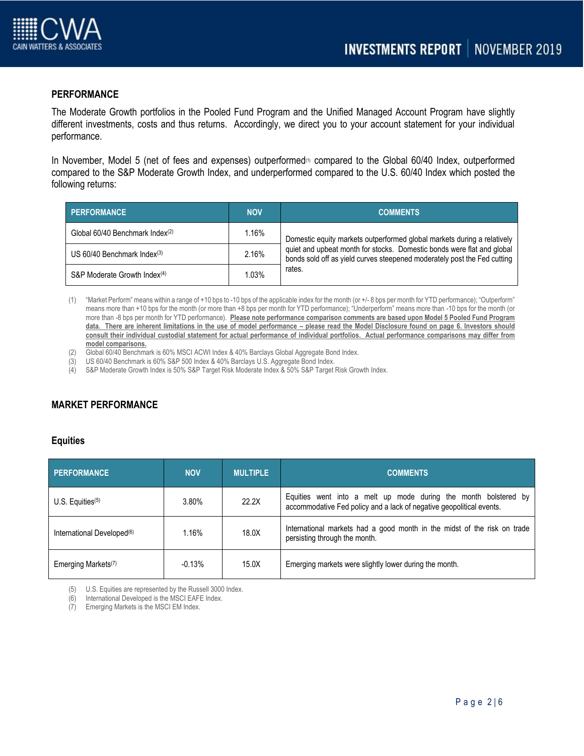## PERFORMANCE

The Moderate Growth portfolios in the Pooled Fund Program and the Unified Managed Account Program have slightly different investments, costs and thus returns. Accordingly, we direct you to your account statement for your individual performance.

In November, Model 5 (net of fees and expenses) outperformed[1] compared to the Global 60/40 Index, outperformed compared to the S&P Moderate Growth Index, and underperformed compared to the U.S. 60/40 Index which posted the following returns:

| PERFORMANCE | NOV | COMMENTS |
|---|---|---|
| Global 60/40 Benchmark Index[2] | 1.16% | Domestic equity markets outperformed global markets during a relatively quiet and upbeat month for stocks. Domestic bonds were flat and global bonds sold off as yield curves steepened moderately post the Fed cutting rates. |
| US 60/40 Benchmark Index[3] | 2.16% | |
| S&P Moderate Growth Index[4] | 1.03% | |

(1) "Market Perform" means within a range of +10 bps to -10 bps of the applicable index for the month (or +/- 8 bps per month for YTD performance); "Outperform" means more than +10 bps for the month (or more than +8 bps per month for YTD performance); "Underperform" means more than -10 bps for the month (or more than -8 bps per month for YTD performance). **Please note performance comparison comments are based upon Model 5 Pooled Fund Program data. There are inherent limitations in the use of model performance – please read the Model Disclosure found on page 6. Investors should consult their individual custodial statement for actual performance of individual portfolios. Actual performance comparisons may differ from model comparisons.**

(2) Global 60/40 Benchmark is 60% MSCI ACWI Index & 40% Barclays Global Aggregate Bond Index.

(3) US 60/40 Benchmark is 60% S&P 500 Index & 40% Barclays U.S. Aggregate Bond Index.

(4) S&P Moderate Growth Index is 50% S&P Target Risk Moderate Index & 50% S&P Target Risk Growth Index.

## MARKET PERFORMANCE

### Equities

| PERFORMANCE | NOV | MULTIPLE | COMMENTS |
|---|---|---|---|
| U.S. Equities[5] | 3.80% | 22.2X | Equities went into a melt up mode during the month bolstered by accommodative Fed policy and a lack of negative geopolitical events. |
| International Developed[6] | 1.16% | 18.0X | International markets had a good month in the midst of the risk on trade persisting through the month. |
| Emerging Markets[7] | -0.13% | 15.0X | Emerging markets were slightly lower during the month. |

(5) U.S. Equities are represented by the Russell 3000 Index.

(6) International Developed is the MSCI EAFE Index.

(7) Emerging Markets is the MSCI EM Index.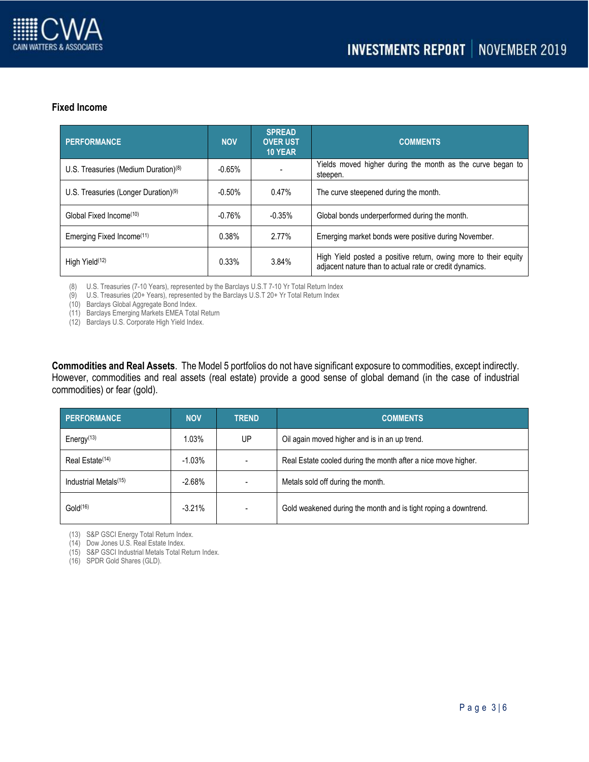### Fixed Income

| PERFORMANCE | NOV | SPREAD OVER UST 10 YEAR | COMMENTS |
|---|---|---|---|
| U.S. Treasuries (Medium Duration)[8] | -0.65% | - | Yields moved higher during the month as the curve began to steepen. |
| U.S. Treasuries (Longer Duration)[9] | -0.50% | 0.47% | The curve steepened during the month. |
| Global Fixed Income[10] | -0.76% | -0.35% | Global bonds underperformed during the month. |
| Emerging Fixed Income[11] | 0.38% | 2.77% | Emerging market bonds were positive during November. |
| High Yield[12] | 0.33% | 3.84% | High Yield posted a positive return, owing more to their equity adjacent nature than to actual rate or credit dynamics. |

(8) U.S. Treasuries (7-10 Years), represented by the Barclays U.S.T 7-10 Yr Total Return Index
(9) U.S. Treasuries (20+ Years), represented by the Barclays U.S.T 20+ Yr Total Return Index
(10) Barclays Global Aggregate Bond Index.
(11) Barclays Emerging Markets EMEA Total Return
(12) Barclays U.S. Corporate High Yield Index.

**Commodities and Real Assets**. The Model 5 portfolios do not have significant exposure to commodities, except indirectly. However, commodities and real assets (real estate) provide a good sense of global demand (in the case of industrial commodities) or fear (gold).

| PERFORMANCE | NOV | TREND | COMMENTS |
|---|---|---|---|
| Energy[13] | 1.03% | UP | Oil again moved higher and is in an up trend. |
| Real Estate[14] | -1.03% | - | Real Estate cooled during the month after a nice move higher. |
| Industrial Metals[15] | -2.68% | - | Metals sold off during the month. |
| Gold[16] | -3.21% | - | Gold weakened during the month and is tight roping a downtrend. |

(13) S&P GSCI Energy Total Return Index.
(14) Dow Jones U.S. Real Estate Index.
(15) S&P GSCI Industrial Metals Total Return Index.
(16) SPDR Gold Shares (GLD).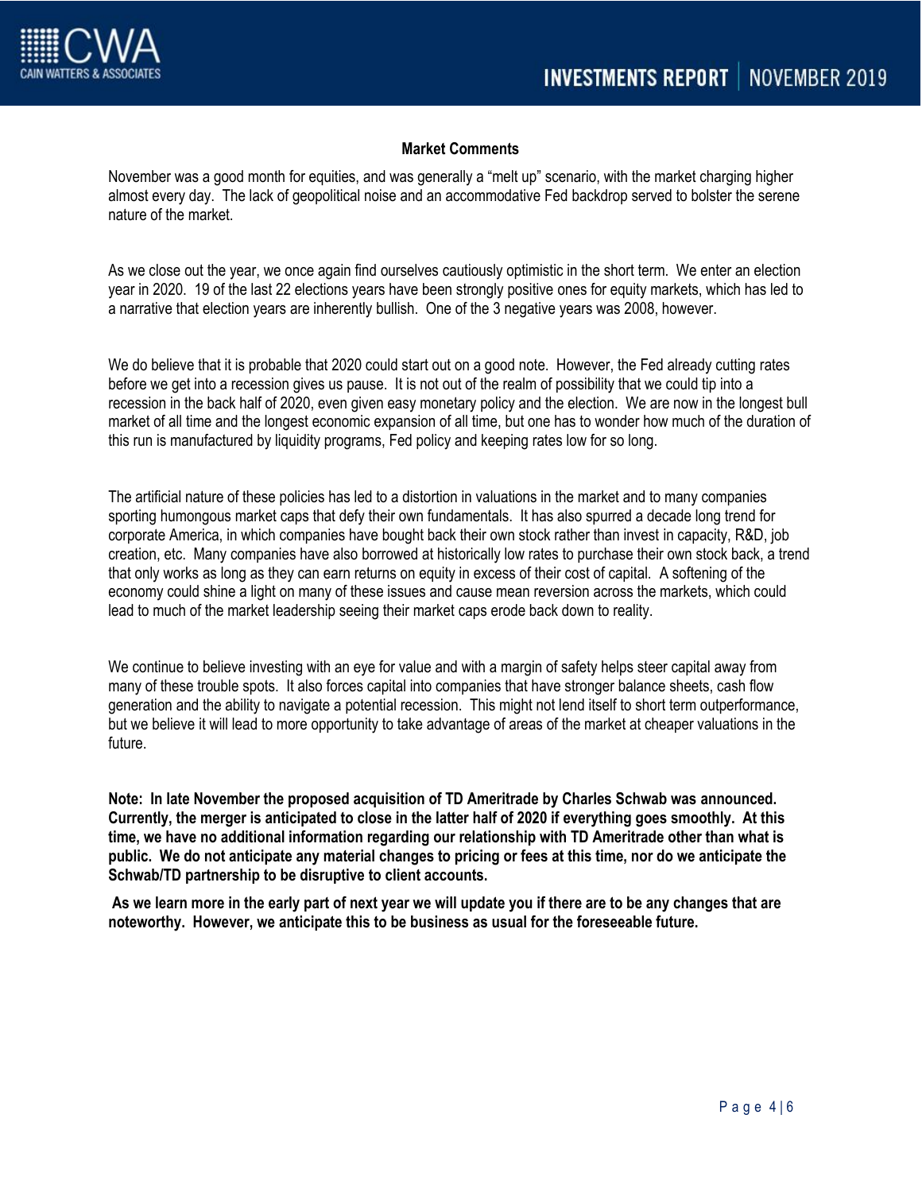## Market Comments

November was a good month for equities, and was generally a "melt up" scenario, with the market charging higher almost every day. The lack of geopolitical noise and an accommodative Fed backdrop served to bolster the serene nature of the market.

As we close out the year, we once again find ourselves cautiously optimistic in the short term. We enter an election year in 2020. 19 of the last 22 elections years have been strongly positive ones for equity markets, which has led to a narrative that election years are inherently bullish. One of the 3 negative years was 2008, however.

We do believe that it is probable that 2020 could start out on a good note. However, the Fed already cutting rates before we get into a recession gives us pause. It is not out of the realm of possibility that we could tip into a recession in the back half of 2020, even given easy monetary policy and the election. We are now in the longest bull market of all time and the longest economic expansion of all time, but one has to wonder how much of the duration of this run is manufactured by liquidity programs, Fed policy and keeping rates low for so long.

The artificial nature of these policies has led to a distortion in valuations in the market and to many companies sporting humongous market caps that defy their own fundamentals. It has also spurred a decade long trend for corporate America, in which companies have bought back their own stock rather than invest in capacity, R&D, job creation, etc. Many companies have also borrowed at historically low rates to purchase their own stock back, a trend that only works as long as they can earn returns on equity in excess of their cost of capital. A softening of the economy could shine a light on many of these issues and cause mean reversion across the markets, which could lead to much of the market leadership seeing their market caps erode back down to reality.

We continue to believe investing with an eye for value and with a margin of safety helps steer capital away from many of these trouble spots. It also forces capital into companies that have stronger balance sheets, cash flow generation and the ability to navigate a potential recession. This might not lend itself to short term outperformance, but we believe it will lead to more opportunity to take advantage of areas of the market at cheaper valuations in the future.

**Note: In late November the proposed acquisition of TD Ameritrade by Charles Schwab was announced. Currently, the merger is anticipated to close in the latter half of 2020 if everything goes smoothly. At this time, we have no additional information regarding our relationship with TD Ameritrade other than what is public. We do not anticipate any material changes to pricing or fees at this time, nor do we anticipate the Schwab/TD partnership to be disruptive to client accounts.**

**As we learn more in the early part of next year we will update you if there are to be any changes that are noteworthy. However, we anticipate this to be business as usual for the foreseeable future.**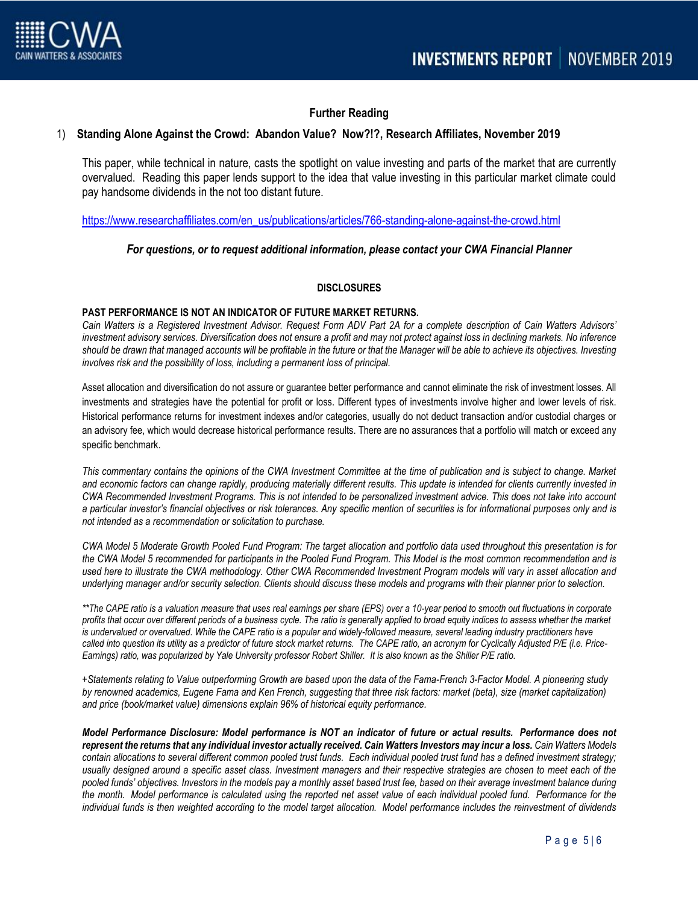## Further Reading

1) **Standing Alone Against the Crowd: Abandon Value? Now?!?, Research Affiliates, November 2019**

This paper, while technical in nature, casts the spotlight on value investing and parts of the market that are currently overvalued. Reading this paper lends support to the idea that value investing in this particular market climate could pay handsome dividends in the not too distant future.

https://www.researchaffiliates.com/en_us/publications/articles/766-standing-alone-against-the-crowd.html

***For questions, or to request additional information, please contact your CWA Financial Planner***

### DISCLOSURES

**PAST PERFORMANCE IS NOT AN INDICATOR OF FUTURE MARKET RETURNS.**
*Cain Watters is a Registered Investment Advisor. Request Form ADV Part 2A for a complete description of Cain Watters Advisors' investment advisory services. Diversification does not ensure a profit and may not protect against loss in declining markets. No inference should be drawn that managed accounts will be profitable in the future or that the Manager will be able to achieve its objectives. Investing involves risk and the possibility of loss, including a permanent loss of principal.*

Asset allocation and diversification do not assure or guarantee better performance and cannot eliminate the risk of investment losses. All investments and strategies have the potential for profit or loss. Different types of investments involve higher and lower levels of risk. Historical performance returns for investment indexes and/or categories, usually do not deduct transaction and/or custodial charges or an advisory fee, which would decrease historical performance results. There are no assurances that a portfolio will match or exceed any specific benchmark.

*This commentary contains the opinions of the CWA Investment Committee at the time of publication and is subject to change. Market and economic factors can change rapidly, producing materially different results. This update is intended for clients currently invested in CWA Recommended Investment Programs. This is not intended to be personalized investment advice. This does not take into account a particular investor's financial objectives or risk tolerances. Any specific mention of securities is for informational purposes only and is not intended as a recommendation or solicitation to purchase.*

*CWA Model 5 Moderate Growth Pooled Fund Program: The target allocation and portfolio data used throughout this presentation is for the CWA Model 5 recommended for participants in the Pooled Fund Program. This Model is the most common recommendation and is used here to illustrate the CWA methodology. Other CWA Recommended Investment Program models will vary in asset allocation and underlying manager and/or security selection. Clients should discuss these models and programs with their planner prior to selection.*

*\*\*The CAPE ratio is a valuation measure that uses real earnings per share (EPS) over a 10-year period to smooth out fluctuations in corporate profits that occur over different periods of a business cycle. The ratio is generally applied to broad equity indices to assess whether the market is undervalued or overvalued. While the CAPE ratio is a popular and widely-followed measure, several leading industry practitioners have called into question its utility as a predictor of future stock market returns. The CAPE ratio, an acronym for Cyclically Adjusted P/E (i.e. Price-Earnings) ratio, was popularized by Yale University professor Robert Shiller. It is also known as the Shiller P/E ratio.*

*+Statements relating to Value outperforming Growth are based upon the data of the Fama-French 3-Factor Model. A pioneering study by renowned academics, Eugene Fama and Ken French, suggesting that three risk factors: market (beta), size (market capitalization) and price (book/market value) dimensions explain 96% of historical equity performance.*

***Model Performance Disclosure: Model performance is NOT an indicator of future or actual results. Performance does not represent the returns that any individual investor actually received. Cain Watters Investors may incur a loss.*** *Cain Watters Models contain allocations to several different common pooled trust funds. Each individual pooled trust fund has a defined investment strategy; usually designed around a specific asset class. Investment managers and their respective strategies are chosen to meet each of the pooled funds' objectives. Investors in the models pay a monthly asset based trust fee, based on their average investment balance during the month. Model performance is calculated using the reported net asset value of each individual pooled fund. Performance for the individual funds is then weighted according to the model target allocation. Model performance includes the reinvestment of dividends*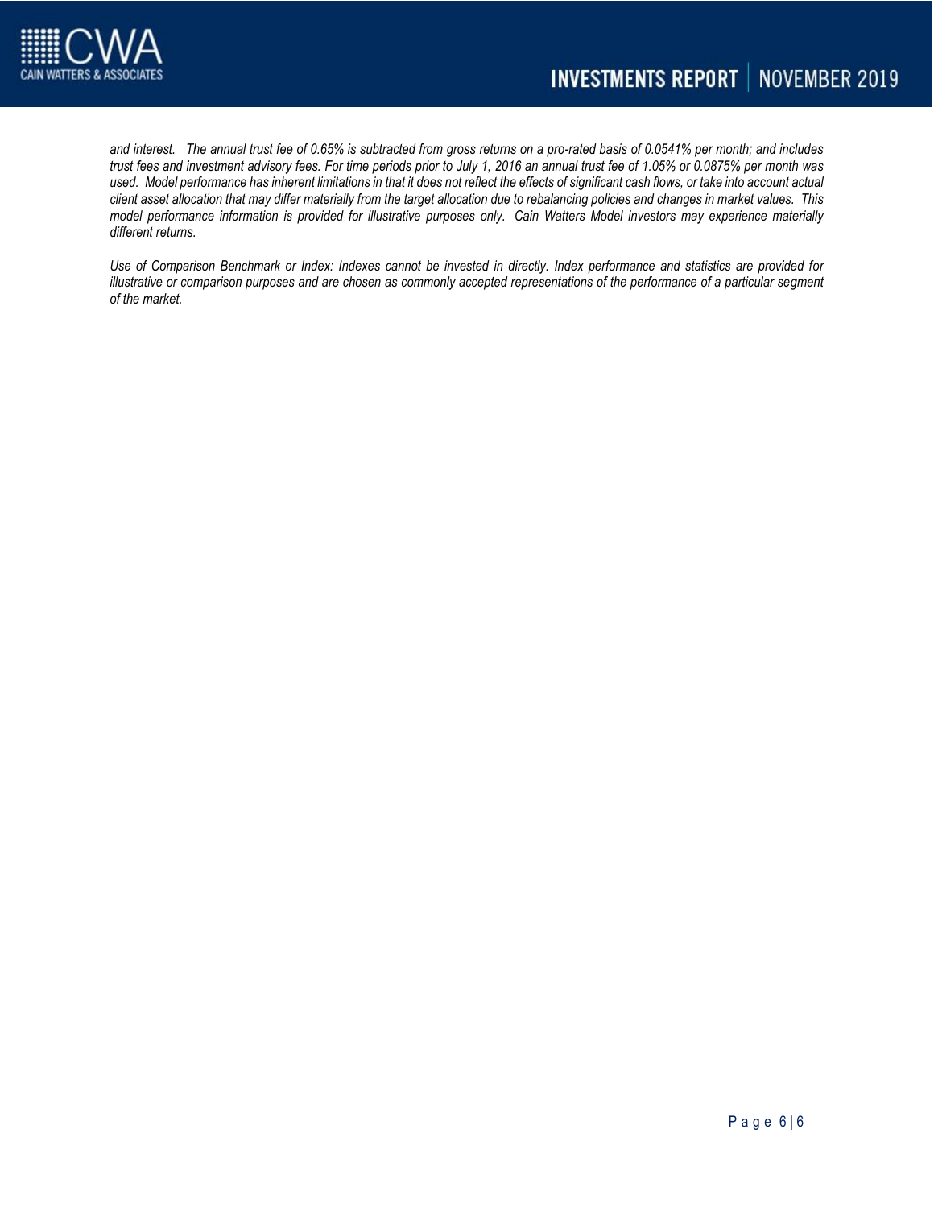*and interest. The annual trust fee of 0.65% is subtracted from gross returns on a pro-rated basis of 0.0541% per month; and includes trust fees and investment advisory fees. For time periods prior to July 1, 2016 an annual trust fee of 1.05% or 0.0875% per month was used. Model performance has inherent limitations in that it does not reflect the effects of significant cash flows, or take into account actual client asset allocation that may differ materially from the target allocation due to rebalancing policies and changes in market values. This model performance information is provided for illustrative purposes only. Cain Watters Model investors may experience materially different returns.*

*Use of Comparison Benchmark or Index: Indexes cannot be invested in directly. Index performance and statistics are provided for illustrative or comparison purposes and are chosen as commonly accepted representations of the performance of a particular segment of the market.*